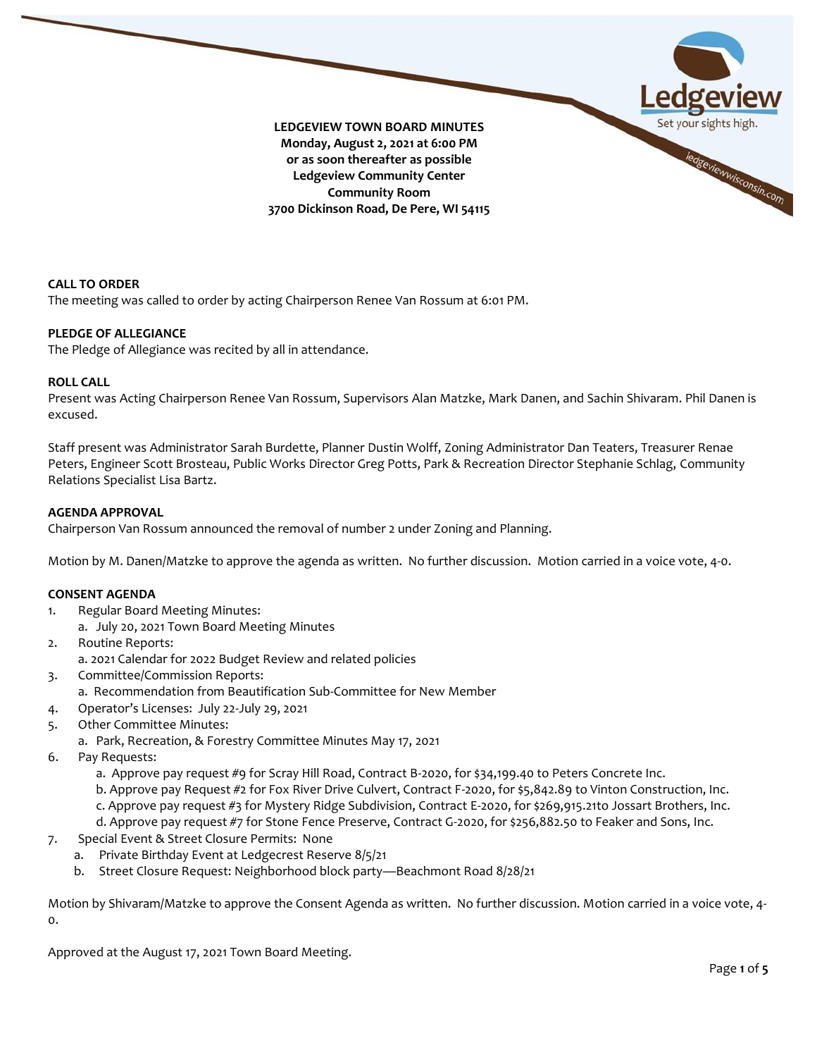**LEDGEVIEW TOWN BOARD MINUTES**
**Monday, August 2, 2021 at 6:00 PM**
**or as soon thereafter as possible**
**Ledgeview Community Center**
**Community Room**
**3700 Dickinson Road, De Pere, WI 54115**

**CALL TO ORDER**
The meeting was called to order by acting Chairperson Renee Van Rossum at 6:01 PM.

**PLEDGE OF ALLEGIANCE**
The Pledge of Allegiance was recited by all in attendance.

**ROLL CALL**
Present was Acting Chairperson Renee Van Rossum, Supervisors Alan Matzke, Mark Danen, and Sachin Shivaram. Phil Danen is excused.

Staff present was Administrator Sarah Burdette, Planner Dustin Wolff, Zoning Administrator Dan Teaters, Treasurer Renae Peters, Engineer Scott Brosteau, Public Works Director Greg Potts, Park & Recreation Director Stephanie Schlag, Community Relations Specialist Lisa Bartz.

**AGENDA APPROVAL**
Chairperson Van Rossum announced the removal of number 2 under Zoning and Planning.

Motion by M. Danen/Matzke to approve the agenda as written. No further discussion. Motion carried in a voice vote, 4-0.

**CONSENT AGENDA**

1. Regular Board Meeting Minutes:
   a. July 20, 2021 Town Board Meeting Minutes
2. Routine Reports:
   a. 2021 Calendar for 2022 Budget Review and related policies
3. Committee/Commission Reports:
   a. Recommendation from Beautification Sub-Committee for New Member
4. Operator's Licenses: July 22-July 29, 2021
5. Other Committee Minutes:
   a. Park, Recreation, & Forestry Committee Minutes May 17, 2021
6. Pay Requests:
   a. Approve pay request #9 for Scray Hill Road, Contract B-2020, for $34,199.40 to Peters Concrete Inc.
   b. Approve pay Request #2 for Fox River Drive Culvert, Contract F-2020, for $5,842.89 to Vinton Construction, Inc.
   c. Approve pay request #3 for Mystery Ridge Subdivision, Contract E-2020, for $269,915.21to Jossart Brothers, Inc.
   d. Approve pay request #7 for Stone Fence Preserve, Contract G-2020, for $256,882.50 to Feaker and Sons, Inc.
7. Special Event & Street Closure Permits: None
   a. Private Birthday Event at Ledgecrest Reserve 8/5/21
   b. Street Closure Request: Neighborhood block party—Beachmont Road 8/28/21

Motion by Shivaram/Matzke to approve the Consent Agenda as written. No further discussion. Motion carried in a voice vote, 4-0.

Approved at the August 17, 2021 Town Board Meeting.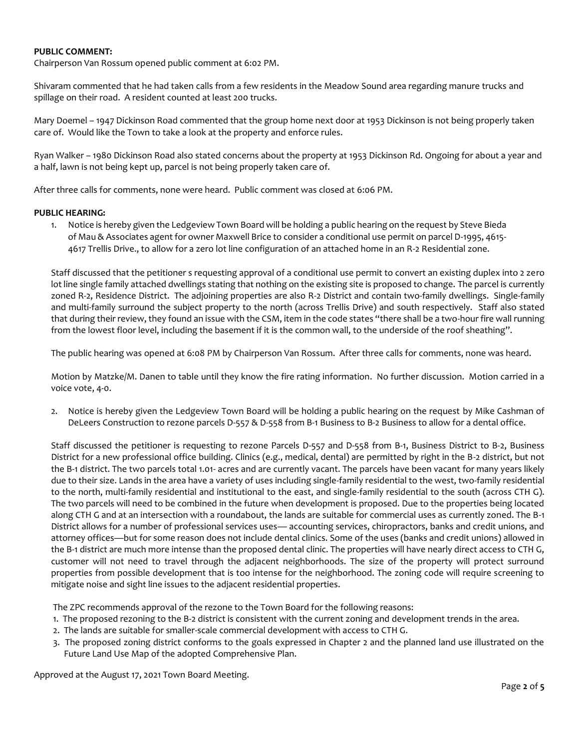**PUBLIC COMMENT:**
Chairperson Van Rossum opened public comment at 6:02 PM.

Shivaram commented that he had taken calls from a few residents in the Meadow Sound area regarding manure trucks and spillage on their road. A resident counted at least 200 trucks.

Mary Doemel – 1947 Dickinson Road commented that the group home next door at 1953 Dickinson is not being properly taken care of. Would like the Town to take a look at the property and enforce rules.

Ryan Walker – 1980 Dickinson Road also stated concerns about the property at 1953 Dickinson Rd. Ongoing for about a year and a half, lawn is not being kept up, parcel is not being properly taken care of.

After three calls for comments, none were heard. Public comment was closed at 6:06 PM.

**PUBLIC HEARING:**

1. Notice is hereby given the Ledgeview Town Board will be holding a public hearing on the request by Steve Bieda of Mau & Associates agent for owner Maxwell Brice to consider a conditional use permit on parcel D-1995, 4615-4617 Trellis Drive., to allow for a zero lot line configuration of an attached home in an R-2 Residential zone.

Staff discussed that the petitioner s requesting approval of a conditional use permit to convert an existing duplex into 2 zero lot line single family attached dwellings stating that nothing on the existing site is proposed to change. The parcel is currently zoned R-2, Residence District. The adjoining properties are also R-2 District and contain two-family dwellings. Single-family and multi-family surround the subject property to the north (across Trellis Drive) and south respectively. Staff also stated that during their review, they found an issue with the CSM, item in the code states "there shall be a two-hour fire wall running from the lowest floor level, including the basement if it is the common wall, to the underside of the roof sheathing".

The public hearing was opened at 6:08 PM by Chairperson Van Rossum. After three calls for comments, none was heard.

Motion by Matzke/M. Danen to table until they know the fire rating information. No further discussion. Motion carried in a voice vote, 4-0.

2. Notice is hereby given the Ledgeview Town Board will be holding a public hearing on the request by Mike Cashman of DeLeers Construction to rezone parcels D-557 & D-558 from B-1 Business to B-2 Business to allow for a dental office.

Staff discussed the petitioner is requesting to rezone Parcels D-557 and D-558 from B-1, Business District to B-2, Business District for a new professional office building. Clinics (e.g., medical, dental) are permitted by right in the B-2 district, but not the B-1 district. The two parcels total 1.01- acres and are currently vacant. The parcels have been vacant for many years likely due to their size. Lands in the area have a variety of uses including single-family residential to the west, two-family residential to the north, multi-family residential and institutional to the east, and single-family residential to the south (across CTH G). The two parcels will need to be combined in the future when development is proposed. Due to the properties being located along CTH G and at an intersection with a roundabout, the lands are suitable for commercial uses as currently zoned. The B-1 District allows for a number of professional services uses— accounting services, chiropractors, banks and credit unions, and attorney offices—but for some reason does not include dental clinics. Some of the uses (banks and credit unions) allowed in the B-1 district are much more intense than the proposed dental clinic. The properties will have nearly direct access to CTH G, customer will not need to travel through the adjacent neighborhoods. The size of the property will protect surround properties from possible development that is too intense for the neighborhood. The zoning code will require screening to mitigate noise and sight line issues to the adjacent residential properties.

The ZPC recommends approval of the rezone to the Town Board for the following reasons:

1. The proposed rezoning to the B-2 district is consistent with the current zoning and development trends in the area.
2. The lands are suitable for smaller-scale commercial development with access to CTH G.
3. The proposed zoning district conforms to the goals expressed in Chapter 2 and the planned land use illustrated on the Future Land Use Map of the adopted Comprehensive Plan.

Approved at the August 17, 2021 Town Board Meeting.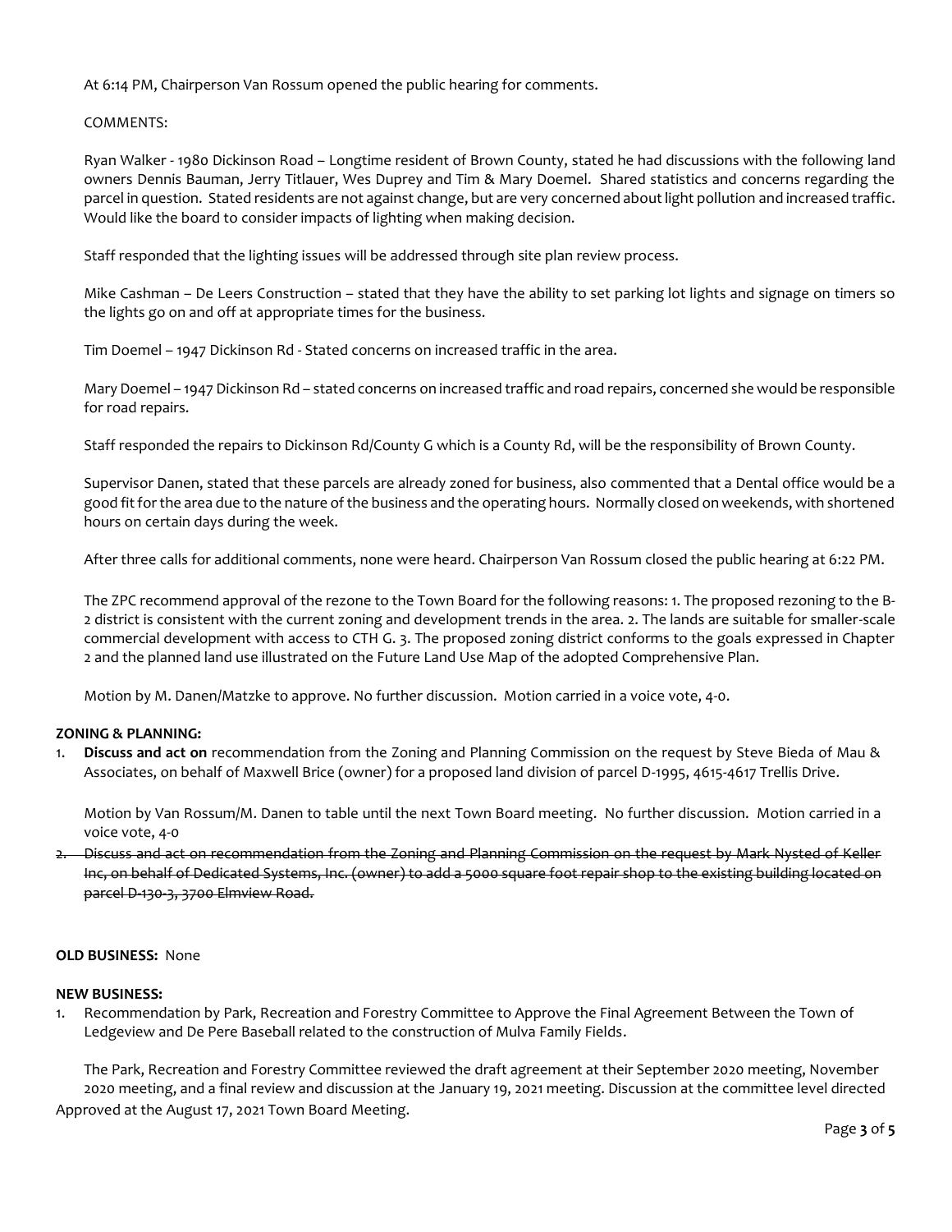At 6:14 PM, Chairperson Van Rossum opened the public hearing for comments.

COMMENTS:

Ryan Walker - 1980 Dickinson Road – Longtime resident of Brown County, stated he had discussions with the following land owners Dennis Bauman, Jerry Titlauer, Wes Duprey and Tim & Mary Doemel. Shared statistics and concerns regarding the parcel in question. Stated residents are not against change, but are very concerned about light pollution and increased traffic. Would like the board to consider impacts of lighting when making decision.

Staff responded that the lighting issues will be addressed through site plan review process.

Mike Cashman – De Leers Construction – stated that they have the ability to set parking lot lights and signage on timers so the lights go on and off at appropriate times for the business.

Tim Doemel – 1947 Dickinson Rd - Stated concerns on increased traffic in the area.

Mary Doemel – 1947 Dickinson Rd – stated concerns on increased traffic and road repairs, concerned she would be responsible for road repairs.

Staff responded the repairs to Dickinson Rd/County G which is a County Rd, will be the responsibility of Brown County.

Supervisor Danen, stated that these parcels are already zoned for business, also commented that a Dental office would be a good fit for the area due to the nature of the business and the operating hours. Normally closed on weekends, with shortened hours on certain days during the week.

After three calls for additional comments, none were heard. Chairperson Van Rossum closed the public hearing at 6:22 PM.

The ZPC recommend approval of the rezone to the Town Board for the following reasons: 1. The proposed rezoning to the B-2 district is consistent with the current zoning and development trends in the area. 2. The lands are suitable for smaller-scale commercial development with access to CTH G. 3. The proposed zoning district conforms to the goals expressed in Chapter 2 and the planned land use illustrated on the Future Land Use Map of the adopted Comprehensive Plan.

Motion by M. Danen/Matzke to approve. No further discussion. Motion carried in a voice vote, 4-0.

**ZONING & PLANNING:**

1. **Discuss and act on** recommendation from the Zoning and Planning Commission on the request by Steve Bieda of Mau & Associates, on behalf of Maxwell Brice (owner) for a proposed land division of parcel D-1995, 4615-4617 Trellis Drive.

   Motion by Van Rossum/M. Danen to table until the next Town Board meeting. No further discussion. Motion carried in a voice vote, 4-0

2. ~~Discuss and act on recommendation from the Zoning and Planning Commission on the request by Mark Nysted of Keller Inc, on behalf of Dedicated Systems, Inc. (owner) to add a 5000 square foot repair shop to the existing building located on parcel D-130-3, 3700 Elmview Road.~~

**OLD BUSINESS:** None

**NEW BUSINESS:**

1. Recommendation by Park, Recreation and Forestry Committee to Approve the Final Agreement Between the Town of Ledgeview and De Pere Baseball related to the construction of Mulva Family Fields.

   The Park, Recreation and Forestry Committee reviewed the draft agreement at their September 2020 meeting, November 2020 meeting, and a final review and discussion at the January 19, 2021 meeting. Discussion at the committee level directed

Approved at the August 17, 2021 Town Board Meeting.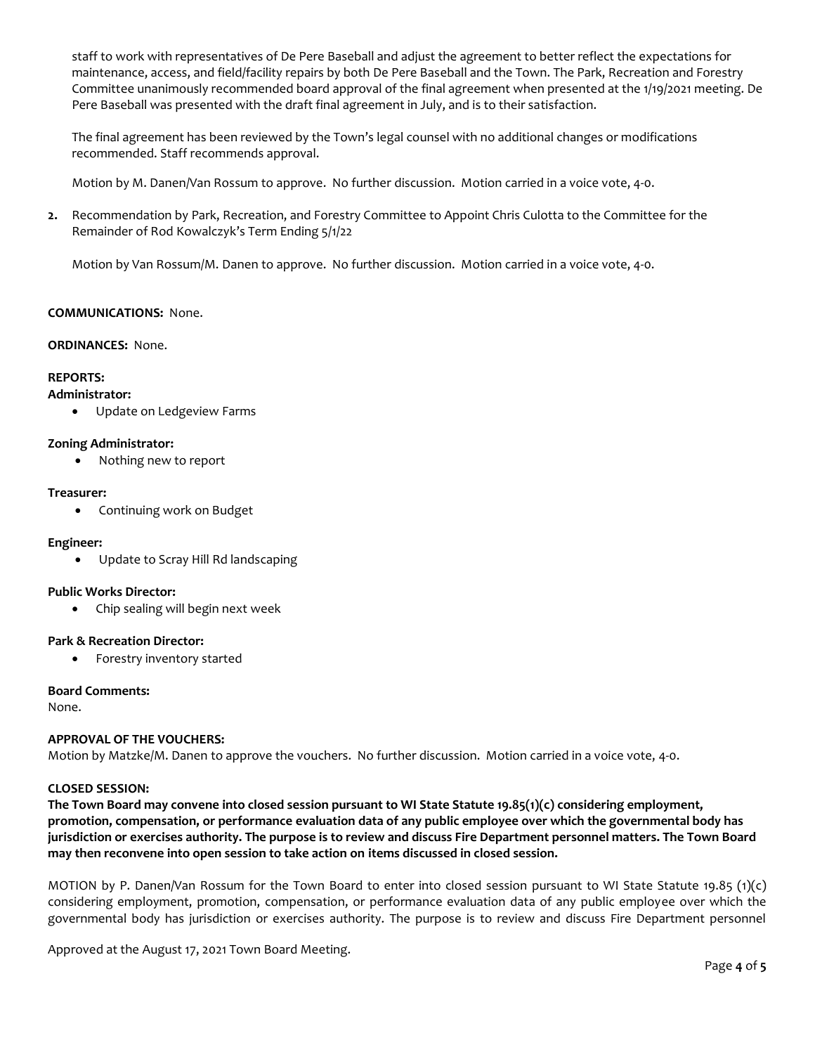staff to work with representatives of De Pere Baseball and adjust the agreement to better reflect the expectations for maintenance, access, and field/facility repairs by both De Pere Baseball and the Town. The Park, Recreation and Forestry Committee unanimously recommended board approval of the final agreement when presented at the 1/19/2021 meeting. De Pere Baseball was presented with the draft final agreement in July, and is to their satisfaction.

The final agreement has been reviewed by the Town's legal counsel with no additional changes or modifications recommended. Staff recommends approval.

Motion by M. Danen/Van Rossum to approve. No further discussion. Motion carried in a voice vote, 4-0.

**2.** Recommendation by Park, Recreation, and Forestry Committee to Appoint Chris Culotta to the Committee for the Remainder of Rod Kowalczyk's Term Ending 5/1/22

Motion by Van Rossum/M. Danen to approve. No further discussion. Motion carried in a voice vote, 4-0.

**COMMUNICATIONS:** None.

**ORDINANCES:** None.

**REPORTS:**

**Administrator:**

- Update on Ledgeview Farms

**Zoning Administrator:**

- Nothing new to report

**Treasurer:**

- Continuing work on Budget

**Engineer:**

- Update to Scray Hill Rd landscaping

**Public Works Director:**

- Chip sealing will begin next week

**Park & Recreation Director:**

- Forestry inventory started

**Board Comments:**

None.

**APPROVAL OF THE VOUCHERS:**

Motion by Matzke/M. Danen to approve the vouchers. No further discussion. Motion carried in a voice vote, 4-0.

**CLOSED SESSION:**

**The Town Board may convene into closed session pursuant to WI State Statute 19.85(1)(c) considering employment, promotion, compensation, or performance evaluation data of any public employee over which the governmental body has jurisdiction or exercises authority. The purpose is to review and discuss Fire Department personnel matters. The Town Board may then reconvene into open session to take action on items discussed in closed session.**

MOTION by P. Danen/Van Rossum for the Town Board to enter into closed session pursuant to WI State Statute 19.85 (1)(c) considering employment, promotion, compensation, or performance evaluation data of any public employee over which the governmental body has jurisdiction or exercises authority. The purpose is to review and discuss Fire Department personnel

Approved at the August 17, 2021 Town Board Meeting.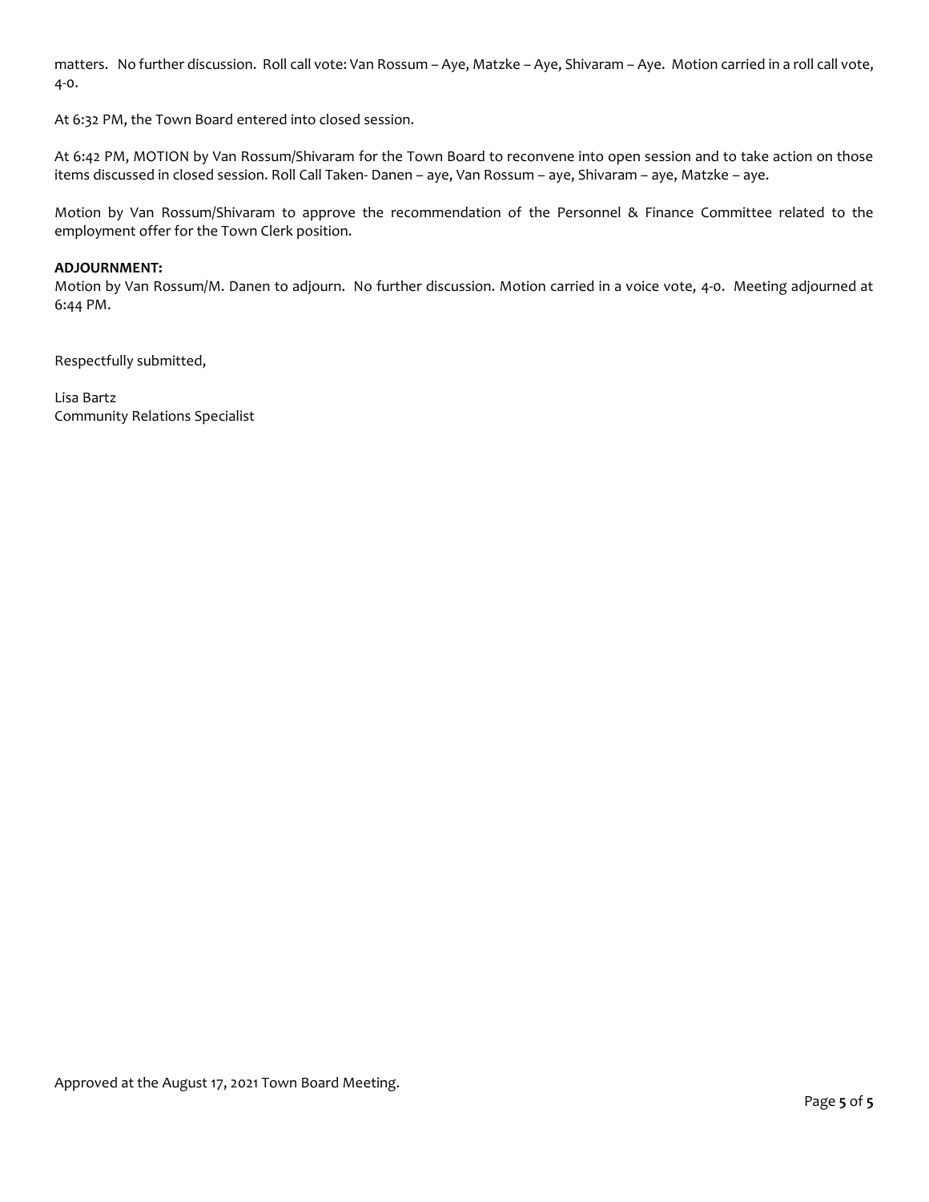matters. No further discussion. Roll call vote: Van Rossum – Aye, Matzke – Aye, Shivaram – Aye. Motion carried in a roll call vote, 4-0.

At 6:32 PM, the Town Board entered into closed session.

At 6:42 PM, MOTION by Van Rossum/Shivaram for the Town Board to reconvene into open session and to take action on those items discussed in closed session. Roll Call Taken- Danen – aye, Van Rossum – aye, Shivaram – aye, Matzke – aye.

Motion by Van Rossum/Shivaram to approve the recommendation of the Personnel & Finance Committee related to the employment offer for the Town Clerk position.

**ADJOURNMENT:**
Motion by Van Rossum/M. Danen to adjourn. No further discussion. Motion carried in a voice vote, 4-0. Meeting adjourned at 6:44 PM.

Respectfully submitted,

Lisa Bartz
Community Relations Specialist

Approved at the August 17, 2021 Town Board Meeting.